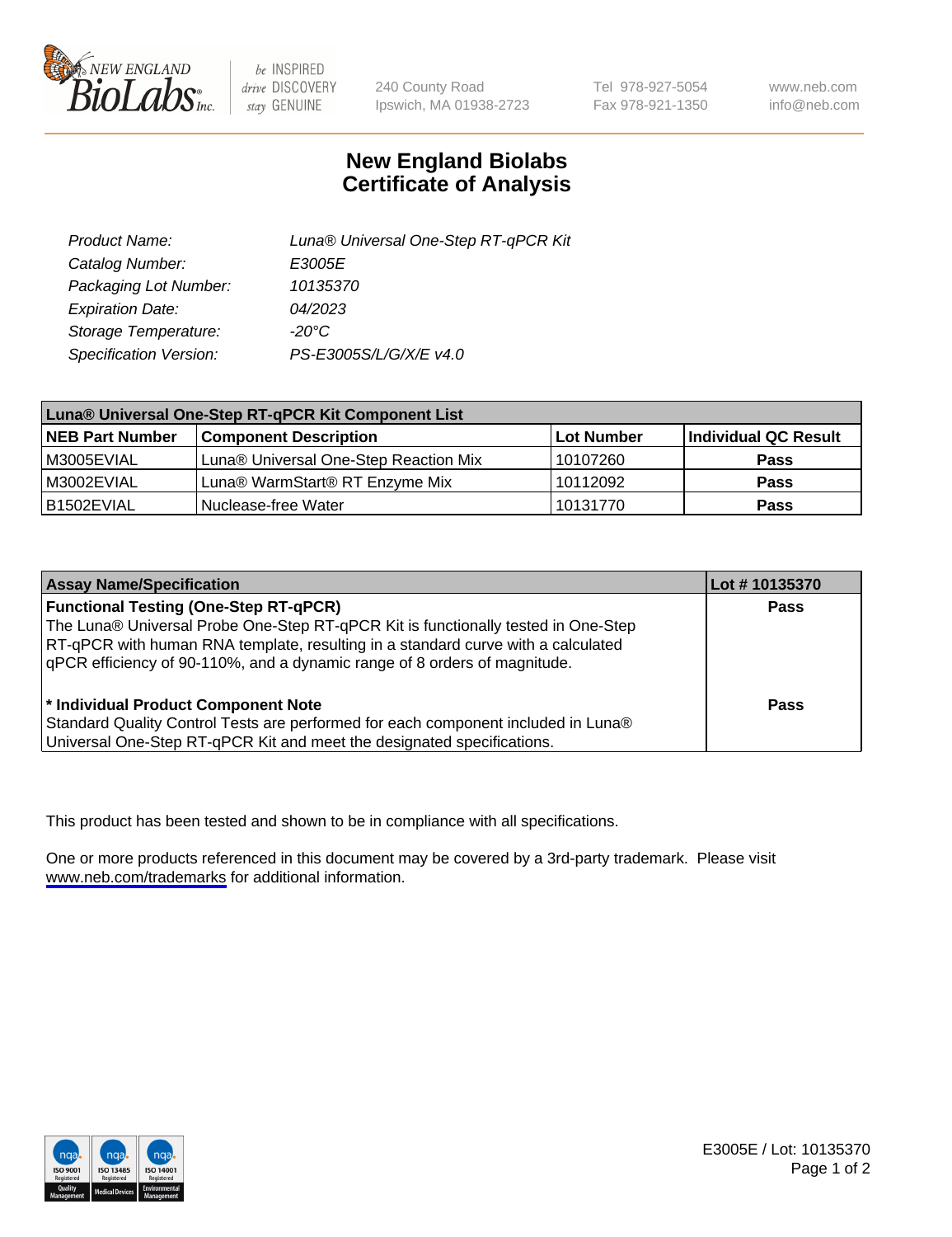# New England Biolabs Certificate of Analysis

| | |
|---|---|
| *Product Name:* | *Luna® Universal One-Step RT-qPCR Kit* |
| *Catalog Number:* | *E3005E* |
| *Packaging Lot Number:* | *10135370* |
| *Expiration Date:* | *04/2023* |
| *Storage Temperature:* | *-20°C* |
| *Specification Version:* | *PS-E3005S/L/G/X/E v4.0* |

| **Luna® Universal One-Step RT-qPCR Kit Component List** | | | |
|---|---|---|---|
| **NEB Part Number** | **Component Description** | **Lot Number** | **Individual QC Result** |
| M3005EVIAL | Luna® Universal One-Step Reaction Mix | 10107260 | **Pass** |
| M3002EVIAL | Luna® WarmStart® RT Enzyme Mix | 10112092 | **Pass** |
| B1502EVIAL | Nuclease-free Water | 10131770 | **Pass** |

| **Assay Name/Specification** | **Lot # 10135370** |
|---|---|
| **Functional Testing (One-Step RT-qPCR)** The Luna® Universal Probe One-Step RT-qPCR Kit is functionally tested in One-Step RT-qPCR with human RNA template, resulting in a standard curve with a calculated qPCR efficiency of 90-110%, and a dynamic range of 8 orders of magnitude. | **Pass** |
| **\* Individual Product Component Note** Standard Quality Control Tests are performed for each component included in Luna® Universal One-Step RT-qPCR Kit and meet the designated specifications. | **Pass** |

This product has been tested and shown to be in compliance with all specifications.

One or more products referenced in this document may be covered by a 3rd-party trademark. Please visit www.neb.com/trademarks for additional information.

E3005E / Lot: 10135370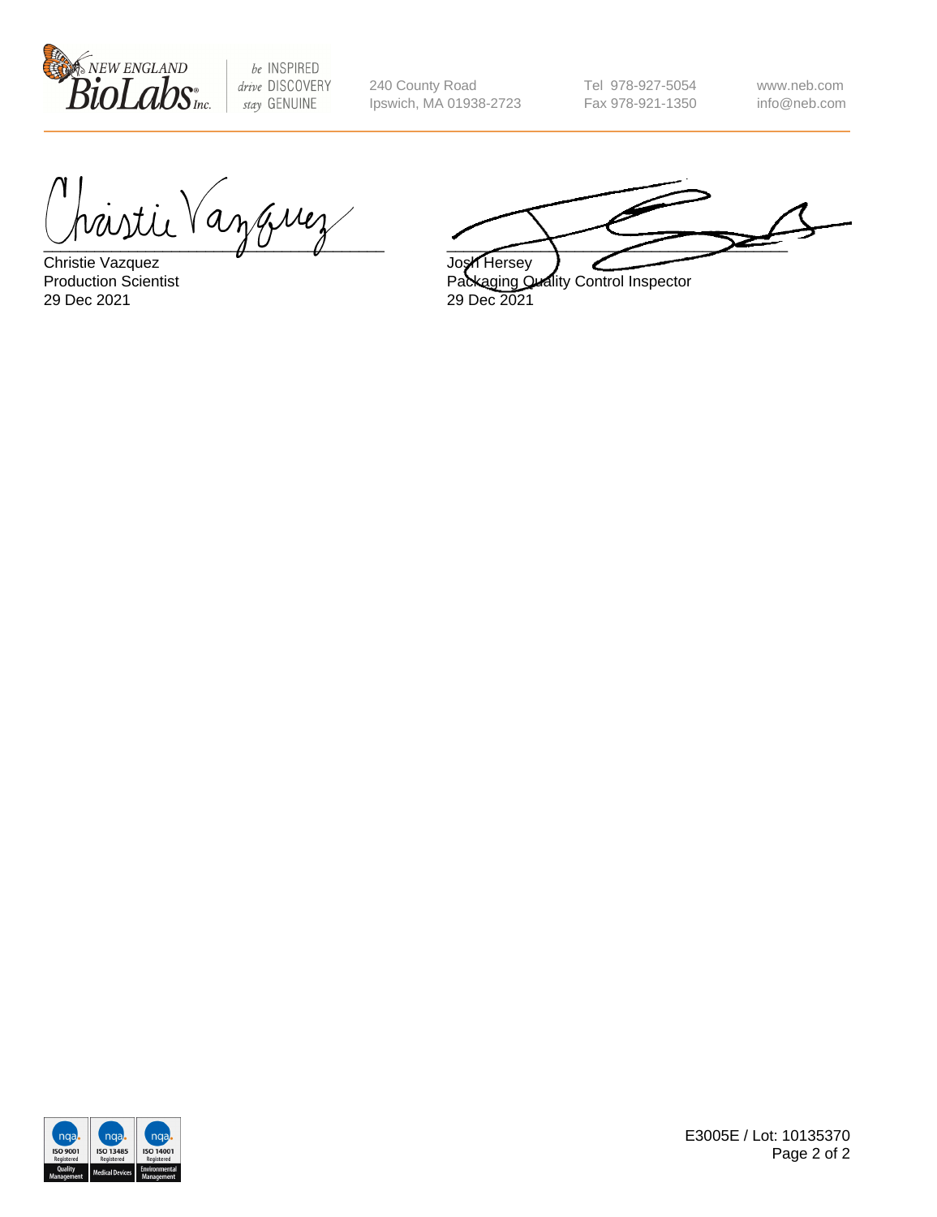Christie Vazquez
Production Scientist
29 Dec 2021

Josh Hersey
Packaging Quality Control Inspector
29 Dec 2021

E3005E / Lot: 10135370